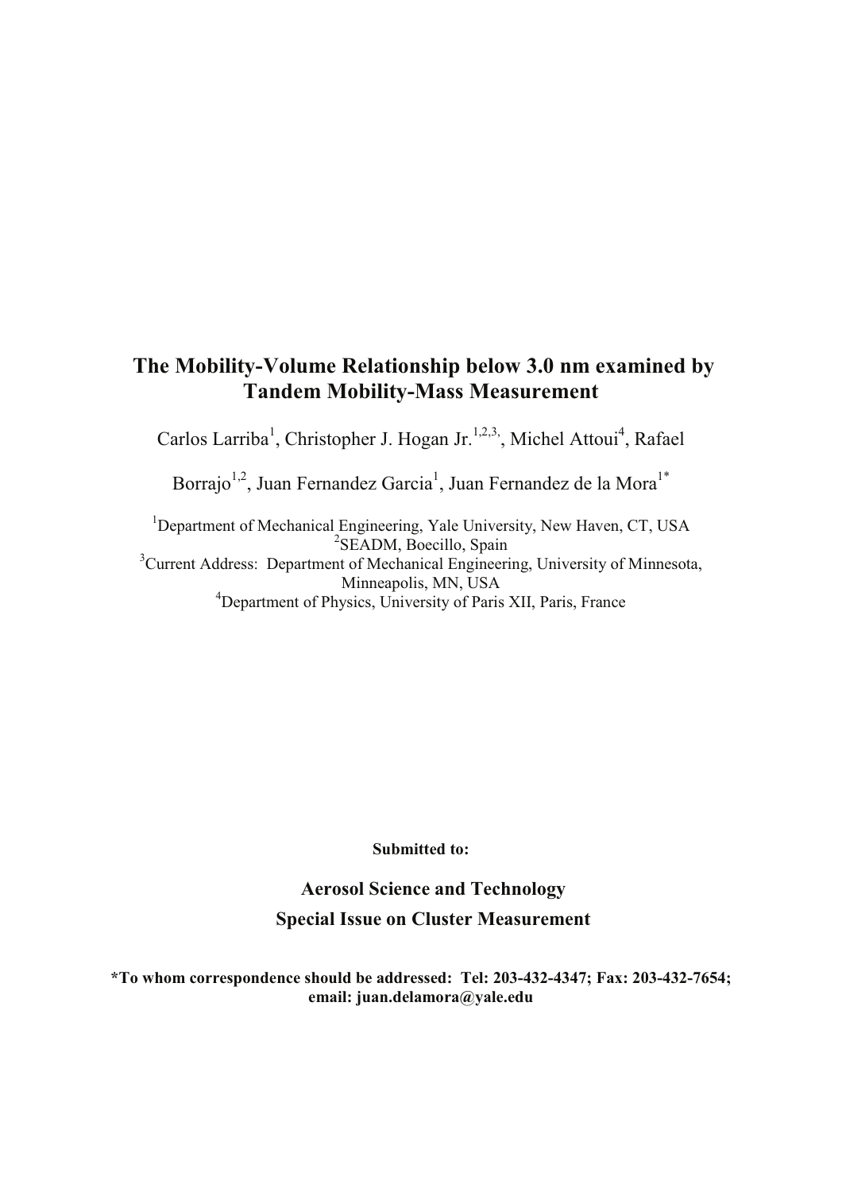# The Mobility-Volume Relationship below 3.0 nm examined by Tandem Mobility-Mass Measurement

Carlos Larriba[1], Christopher J. Hogan Jr.[1,2,3], Michel Attoui[4], Rafael Borrajo[1,2], Juan Fernandez Garcia[1], Juan Fernandez de la Mora[1*]

[1]Department of Mechanical Engineering, Yale University, New Haven, CT, USA
[2]SEADM, Boecillo, Spain
[3]Current Address: Department of Mechanical Engineering, University of Minnesota, Minneapolis, MN, USA
[4]Department of Physics, University of Paris XII, Paris, France

**Submitted to:**

**Aerosol Science and Technology**
**Special Issue on Cluster Measurement**

**\*To whom correspondence should be addressed: Tel: 203-432-4347; Fax: 203-432-7654; email: juan.delamora@yale.edu**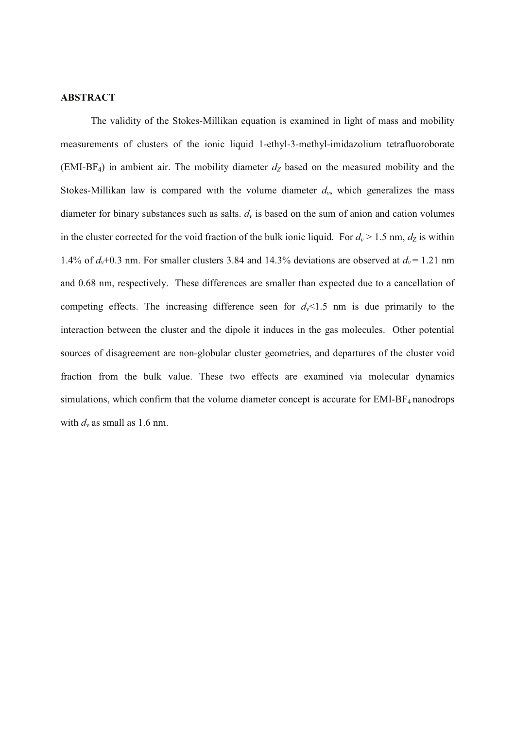## ABSTRACT

The validity of the Stokes-Millikan equation is examined in light of mass and mobility measurements of clusters of the ionic liquid 1-ethyl-3-methyl-imidazolium tetrafluoroborate (EMI-$BF_4$) in ambient air. The mobility diameter $d_Z$ based on the measured mobility and the Stokes-Millikan law is compared with the volume diameter $d_v$, which generalizes the mass diameter for binary substances such as salts. $d_v$ is based on the sum of anion and cation volumes in the cluster corrected for the void fraction of the bulk ionic liquid. For $d_v > 1.5$ nm, $d_Z$ is within 1.4% of $d_v$+0.3 nm. For smaller clusters 3.84 and 14.3% deviations are observed at $d_v = 1.21$ nm and 0.68 nm, respectively. These differences are smaller than expected due to a cancellation of competing effects. The increasing difference seen for $d_v$<1.5 nm is due primarily to the interaction between the cluster and the dipole it induces in the gas molecules. Other potential sources of disagreement are non-globular cluster geometries, and departures of the cluster void fraction from the bulk value. These two effects are examined via molecular dynamics simulations, which confirm that the volume diameter concept is accurate for EMI-$BF_4$ nanodrops with $d_v$ as small as 1.6 nm.